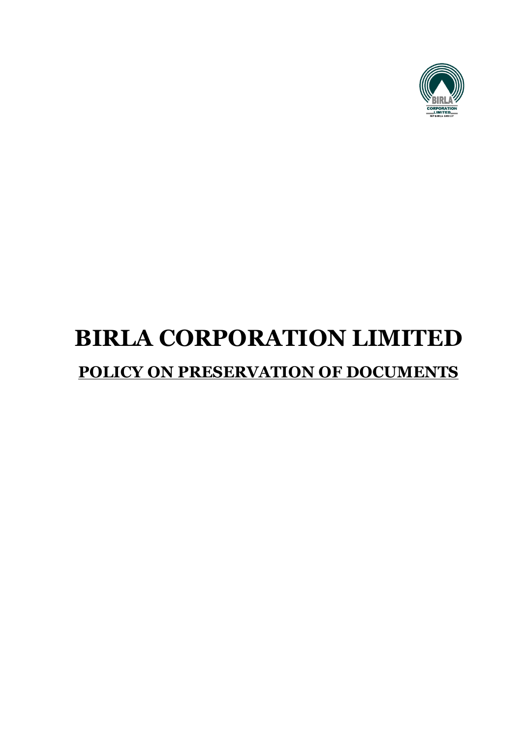# BIRLA CORPORATION LIMITED

## POLICY ON PRESERVATION OF DOCUMENTS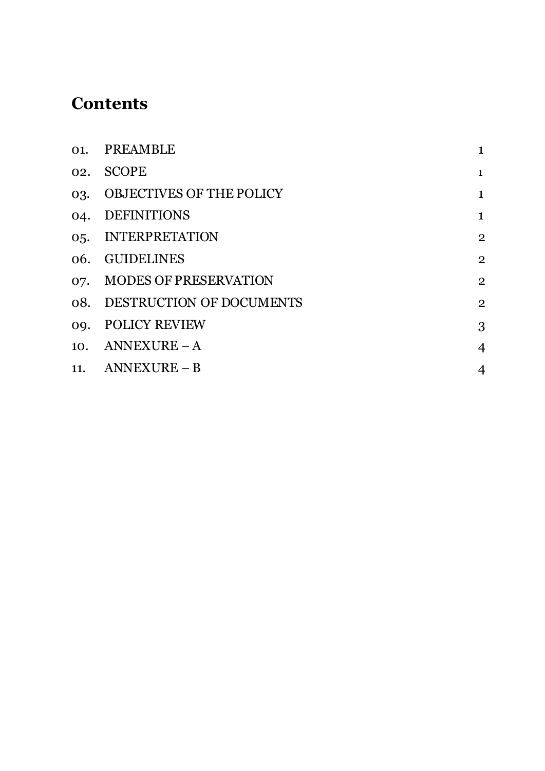## Contents

| | | |
|---|---|---|
| 01. | PREAMBLE | 1 |
| 02. | SCOPE | 1 |
| 03. | OBJECTIVES OF THE POLICY | 1 |
| 04. | DEFINITIONS | 1 |
| 05. | INTERPRETATION | 2 |
| 06. | GUIDELINES | 2 |
| 07. | MODES OF PRESERVATION | 2 |
| 08. | DESTRUCTION OF DOCUMENTS | 2 |
| 09. | POLICY REVIEW | 3 |
| 10. | ANNEXURE – A | 4 |
| 11. | ANNEXURE – B | 4 |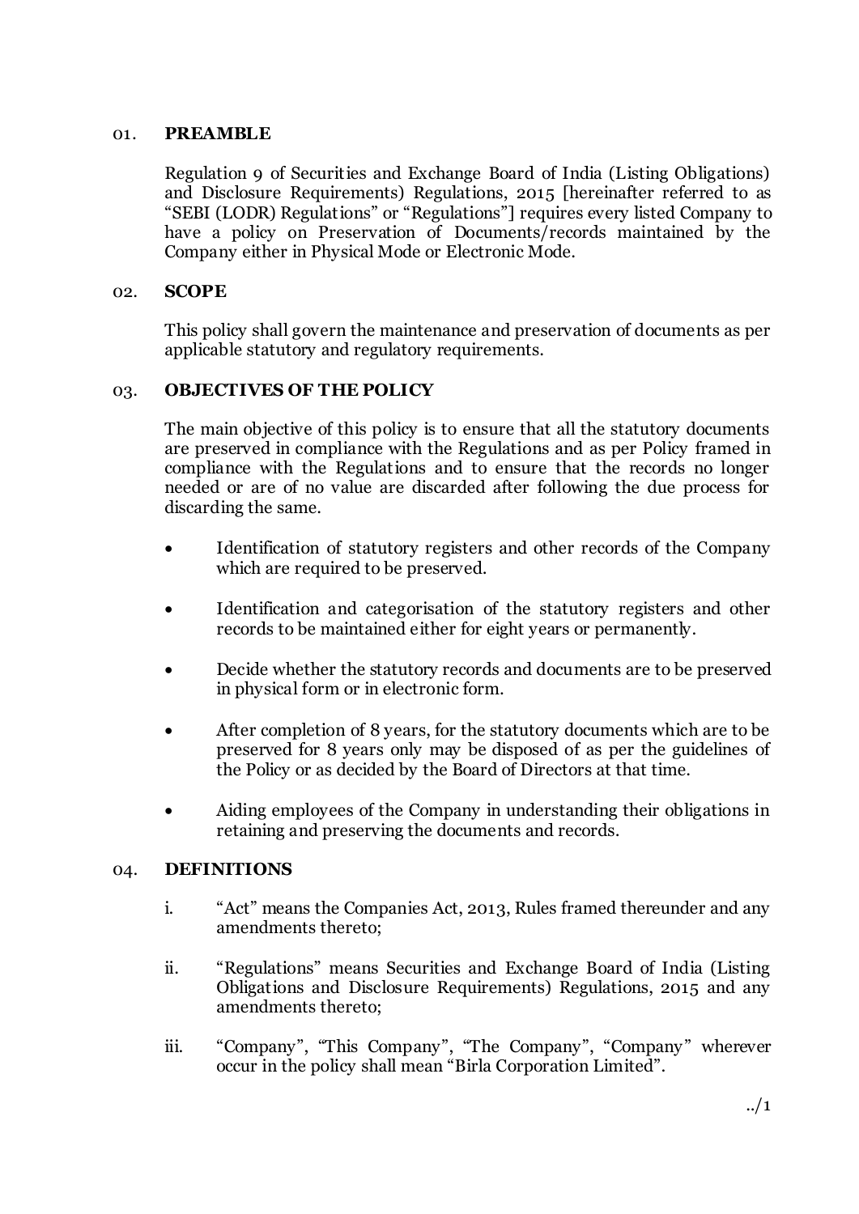## 01. PREAMBLE

Regulation 9 of Securities and Exchange Board of India (Listing Obligations) and Disclosure Requirements) Regulations, 2015 [hereinafter referred to as "SEBI (LODR) Regulations" or "Regulations"] requires every listed Company to have a policy on Preservation of Documents/records maintained by the Company either in Physical Mode or Electronic Mode.

## 02. SCOPE

This policy shall govern the maintenance and preservation of documents as per applicable statutory and regulatory requirements.

## 03. OBJECTIVES OF THE POLICY

The main objective of this policy is to ensure that all the statutory documents are preserved in compliance with the Regulations and as per Policy framed in compliance with the Regulations and to ensure that the records no longer needed or are of no value are discarded after following the due process for discarding the same.

- Identification of statutory registers and other records of the Company which are required to be preserved.
- Identification and categorisation of the statutory registers and other records to be maintained either for eight years or permanently.
- Decide whether the statutory records and documents are to be preserved in physical form or in electronic form.
- After completion of 8 years, for the statutory documents which are to be preserved for 8 years only may be disposed of as per the guidelines of the Policy or as decided by the Board of Directors at that time.
- Aiding employees of the Company in understanding their obligations in retaining and preserving the documents and records.

## 04. DEFINITIONS

i. "Act" means the Companies Act, 2013, Rules framed thereunder and any amendments thereto;

ii. "Regulations" means Securities and Exchange Board of India (Listing Obligations and Disclosure Requirements) Regulations, 2015 and any amendments thereto;

iii. "Company", "This Company", "The Company", "Company" wherever occur in the policy shall mean "Birla Corporation Limited".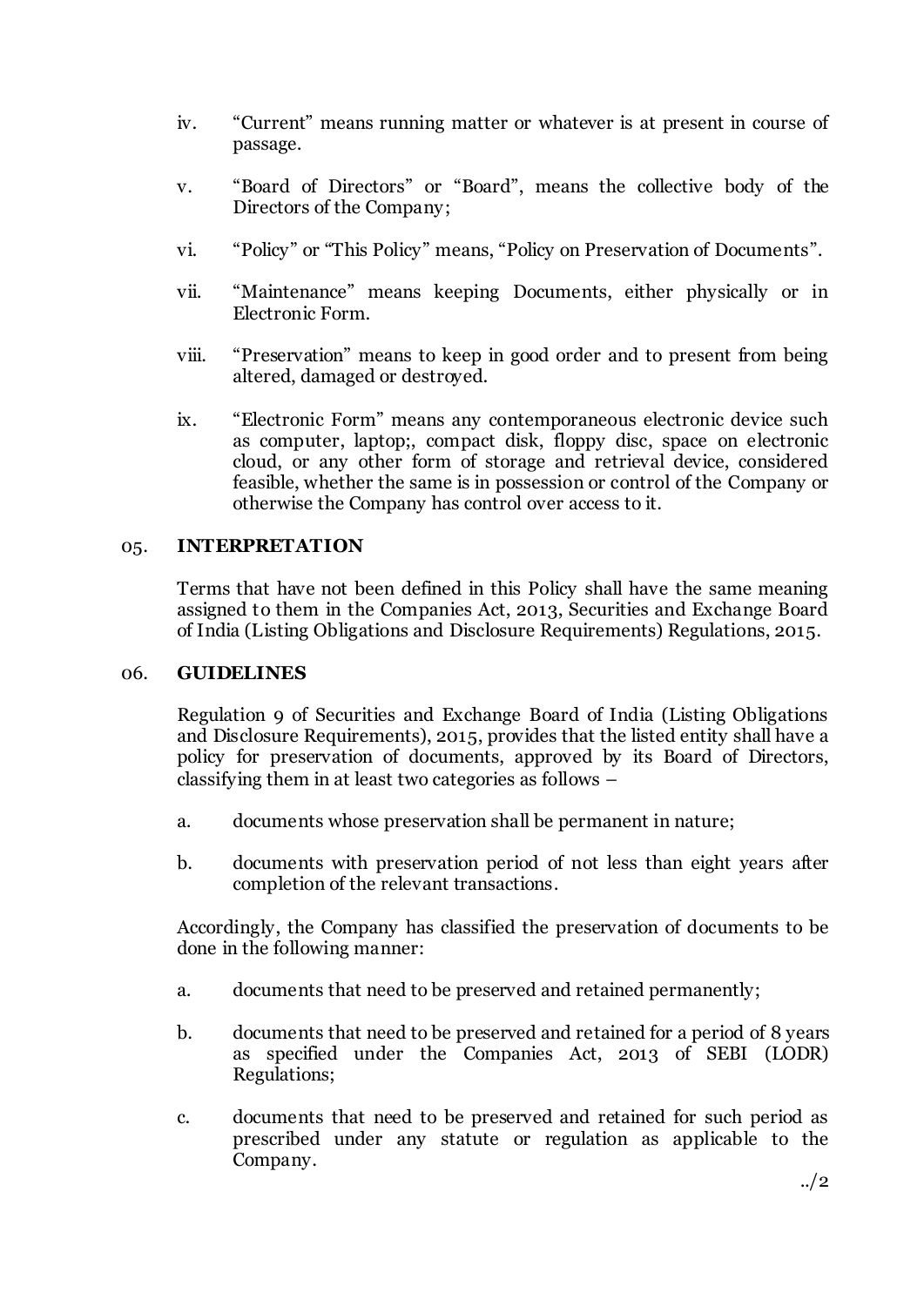iv. “Current” means running matter or whatever is at present in course of passage.

v. “Board of Directors” or “Board”, means the collective body of the Directors of the Company;

vi. “Policy” or “This Policy” means, “Policy on Preservation of Documents”.

vii. “Maintenance” means keeping Documents, either physically or in Electronic Form.

viii. “Preservation” means to keep in good order and to present from being altered, damaged or destroyed.

ix. “Electronic Form” means any contemporaneous electronic device such as computer, laptop;, compact disk, floppy disc, space on electronic cloud, or any other form of storage and retrieval device, considered feasible, whether the same is in possession or control of the Company or otherwise the Company has control over access to it.

## 05. INTERPRETATION

Terms that have not been defined in this Policy shall have the same meaning assigned to them in the Companies Act, 2013, Securities and Exchange Board of India (Listing Obligations and Disclosure Requirements) Regulations, 2015.

## 06. GUIDELINES

Regulation 9 of Securities and Exchange Board of India (Listing Obligations and Disclosure Requirements), 2015, provides that the listed entity shall have a policy for preservation of documents, approved by its Board of Directors, classifying them in at least two categories as follows –

a. documents whose preservation shall be permanent in nature;

b. documents with preservation period of not less than eight years after completion of the relevant transactions.

Accordingly, the Company has classified the preservation of documents to be done in the following manner:

a. documents that need to be preserved and retained permanently;

b. documents that need to be preserved and retained for a period of 8 years as specified under the Companies Act, 2013 of SEBI (LODR) Regulations;

c. documents that need to be preserved and retained for such period as prescribed under any statute or regulation as applicable to the Company.

../2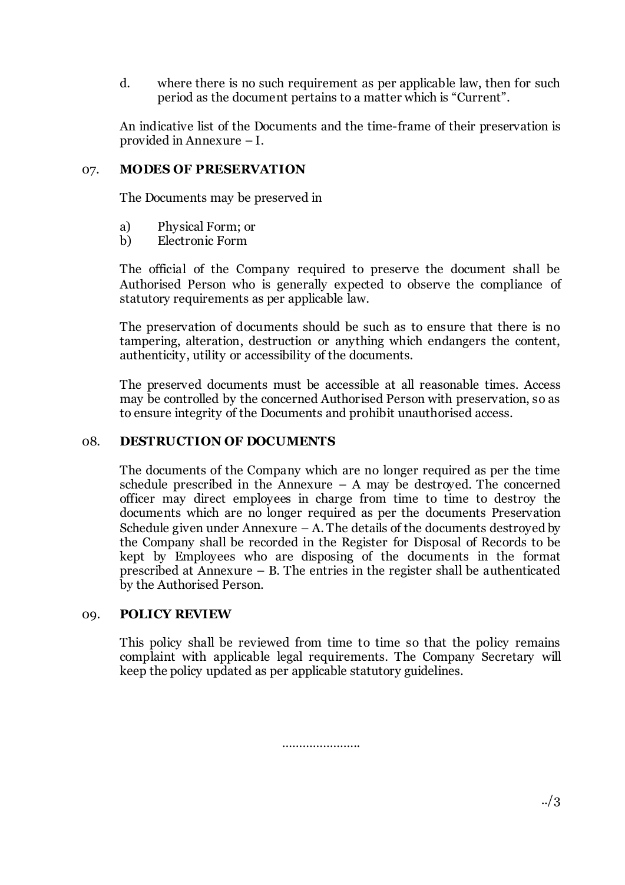d. where there is no such requirement as per applicable law, then for such period as the document pertains to a matter which is "Current".

An indicative list of the Documents and the time-frame of their preservation is provided in Annexure – I.

## 07. MODES OF PRESERVATION

The Documents may be preserved in

a) Physical Form; or
b) Electronic Form

The official of the Company required to preserve the document shall be Authorised Person who is generally expected to observe the compliance of statutory requirements as per applicable law.

The preservation of documents should be such as to ensure that there is no tampering, alteration, destruction or anything which endangers the content, authenticity, utility or accessibility of the documents.

The preserved documents must be accessible at all reasonable times. Access may be controlled by the concerned Authorised Person with preservation, so as to ensure integrity of the Documents and prohibit unauthorised access.

## 08. DESTRUCTION OF DOCUMENTS

The documents of the Company which are no longer required as per the time schedule prescribed in the Annexure – A may be destroyed. The concerned officer may direct employees in charge from time to time to destroy the documents which are no longer required as per the documents Preservation Schedule given under Annexure – A. The details of the documents destroyed by the Company shall be recorded in the Register for Disposal of Records to be kept by Employees who are disposing of the documents in the format prescribed at Annexure – B. The entries in the register shall be authenticated by the Authorised Person.

## 09. POLICY REVIEW

This policy shall be reviewed from time to time so that the policy remains complaint with applicable legal requirements. The Company Secretary will keep the policy updated as per applicable statutory guidelines.

…………………..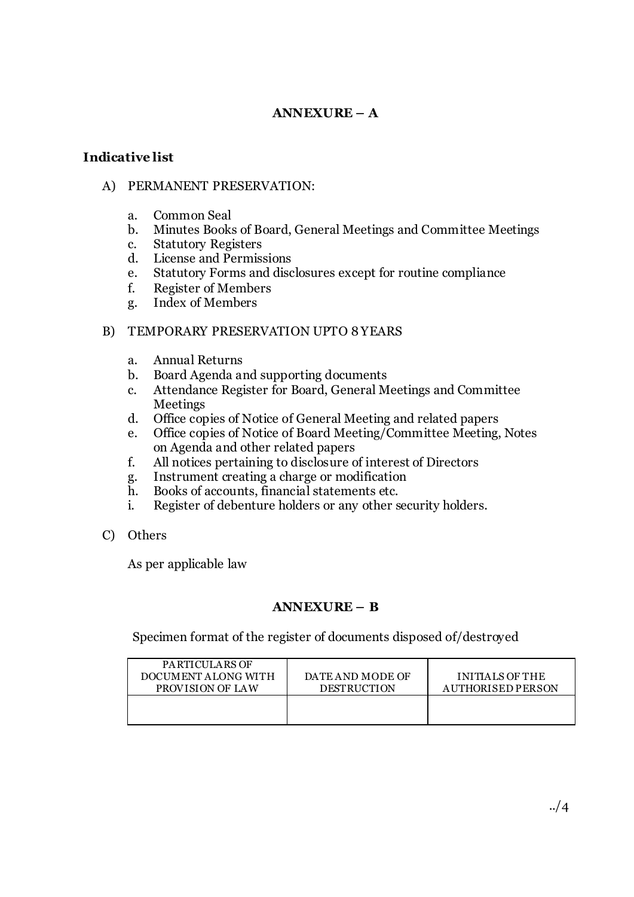## ANNEXURE – A

**Indicative list**

A) PERMANENT PRESERVATION:

a. Common Seal
b. Minutes Books of Board, General Meetings and Committee Meetings
c. Statutory Registers
d. License and Permissions
e. Statutory Forms and disclosures except for routine compliance
f. Register of Members
g. Index of Members

B) TEMPORARY PRESERVATION UPTO 8 YEARS

a. Annual Returns
b. Board Agenda and supporting documents
c. Attendance Register for Board, General Meetings and Committee Meetings
d. Office copies of Notice of General Meeting and related papers
e. Office copies of Notice of Board Meeting/Committee Meeting, Notes on Agenda and other related papers
f. All notices pertaining to disclosure of interest of Directors
g. Instrument creating a charge or modification
h. Books of accounts, financial statements etc.
i. Register of debenture holders or any other security holders.

C) Others

As per applicable law

## ANNEXURE – B

Specimen format of the register of documents disposed of/destroyed

| PARTICULARS OF DOCUMENT ALONG WITH PROVISION OF LAW | DATE AND MODE OF DESTRUCTION | INITIALS OF THE AUTHORISED PERSON |
|---|---|---|
| | | |

../4